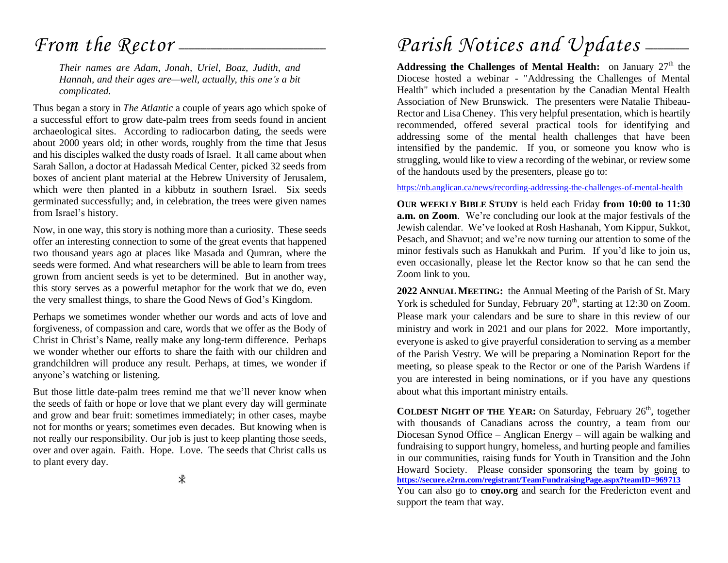# *From the Rector*

> *Their names are Adam, Jonah, Uriel, Boaz, Judith, and Hannah, and their ages are—well, actually, this one's a bit complicated.*

Thus began a story in *The Atlantic* a couple of years ago which spoke of a successful effort to grow date-palm trees from seeds found in ancient archaeological sites. According to radiocarbon dating, the seeds were about 2000 years old; in other words, roughly from the time that Jesus and his disciples walked the dusty roads of Israel. It all came about when Sarah Sallon, a doctor at Hadassah Medical Center, picked 32 seeds from boxes of ancient plant material at the Hebrew University of Jerusalem, which were then planted in a kibbutz in southern Israel. Six seeds germinated successfully; and, in celebration, the trees were given names from Israel's history.

Now, in one way, this story is nothing more than a curiosity. These seeds offer an interesting connection to some of the great events that happened two thousand years ago at places like Masada and Qumran, where the seeds were formed. And what researchers will be able to learn from trees grown from ancient seeds is yet to be determined. But in another way, this story serves as a powerful metaphor for the work that we do, even the very smallest things, to share the Good News of God's Kingdom.

Perhaps we sometimes wonder whether our words and acts of love and forgiveness, of compassion and care, words that we offer as the Body of Christ in Christ's Name, really make any long-term difference. Perhaps we wonder whether our efforts to share the faith with our children and grandchildren will produce any result. Perhaps, at times, we wonder if anyone's watching or listening.

But those little date-palm trees remind me that we'll never know when the seeds of faith or hope or love that we plant every day will germinate and grow and bear fruit: sometimes immediately; in other cases, maybe not for months or years; sometimes even decades. But knowing when is not really our responsibility. Our job is just to keep planting those seeds, over and over again. Faith. Hope. Love. The seeds that Christ calls us to plant every day.

☧

# *Parish Notices and Updates*

**Addressing the Challenges of Mental Health:** on January 27th the Diocese hosted a webinar - "Addressing the Challenges of Mental Health" which included a presentation by the Canadian Mental Health Association of New Brunswick. The presenters were Natalie Thibeau-Rector and Lisa Cheney. This very helpful presentation, which is heartily recommended, offered several practical tools for identifying and addressing some of the mental health challenges that have been intensified by the pandemic. If you, or someone you know who is struggling, would like to view a recording of the webinar, or review some of the handouts used by the presenters, please go to:

https://nb.anglican.ca/news/recording-addressing-the-challenges-of-mental-health

**OUR WEEKLY BIBLE STUDY** is held each Friday **from 10:00 to 11:30 a.m. on Zoom**. We're concluding our look at the major festivals of the Jewish calendar. We've looked at Rosh Hashanah, Yom Kippur, Sukkot, Pesach, and Shavuot; and we're now turning our attention to some of the minor festivals such as Hanukkah and Purim. If you'd like to join us, even occasionally, please let the Rector know so that he can send the Zoom link to you.

**2022 ANNUAL MEETING:** the Annual Meeting of the Parish of St. Mary York is scheduled for Sunday, February 20th, starting at 12:30 on Zoom. Please mark your calendars and be sure to share in this review of our ministry and work in 2021 and our plans for 2022. More importantly, everyone is asked to give prayerful consideration to serving as a member of the Parish Vestry. We will be preparing a Nomination Report for the meeting, so please speak to the Rector or one of the Parish Wardens if you are interested in being nominations, or if you have any questions about what this important ministry entails.

**COLDEST NIGHT OF THE YEAR:** On Saturday, February 26th, together with thousands of Canadians across the country, a team from our Diocesan Synod Office – Anglican Energy – will again be walking and fundraising to support hungry, homeless, and hurting people and families in our communities, raising funds for Youth in Transition and the John Howard Society. Please consider sponsoring the team by going to **https://secure.e2rm.com/registrant/TeamFundraisingPage.aspx?teamID=969713** You can also go to **cnoy.org** and search for the Fredericton event and support the team that way.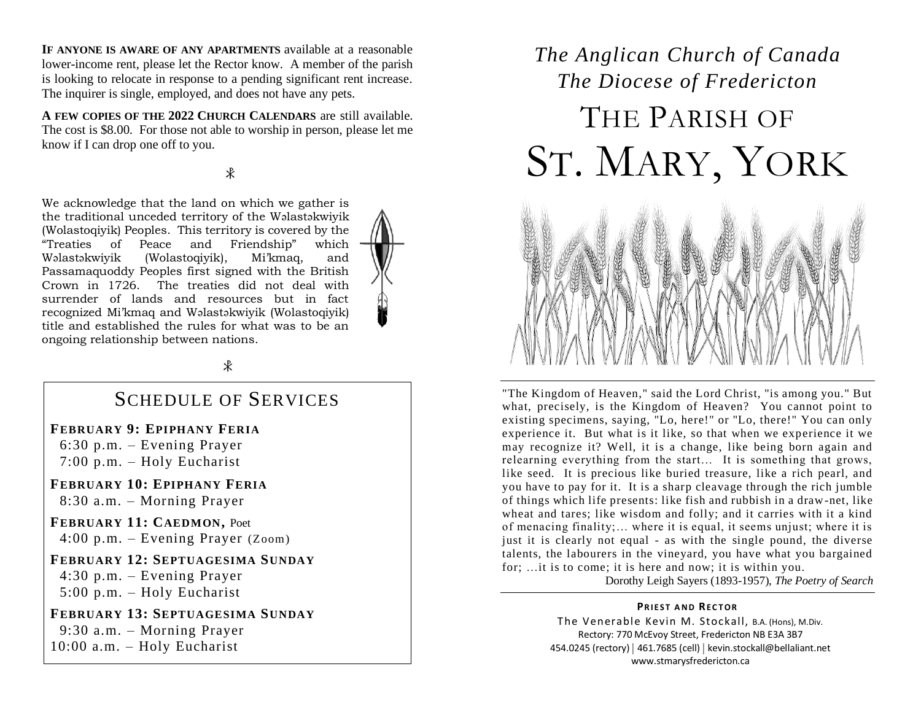**If anyone is aware of any apartments** available at a reasonable lower-income rent, please let the Rector know. A member of the parish is looking to relocate in response to a pending significant rent increase. The inquirer is single, employed, and does not have any pets.

**A few copies of the 2022 Church Calendars** are still available. The cost is $8.00. For those not able to worship in person, please let me know if I can drop one off to you.

⳩

We acknowledge that the land on which we gather is the traditional unceded territory of the Wəlastəkwiyik (Wolastoqiyik) Peoples. This territory is covered by the "Treaties of Peace and Friendship" which Wəlastəkwiyik (Wolastoqiyik), Mi'kmaq, and Passamaquoddy Peoples first signed with the British Crown in 1726. The treaties did not deal with surrender of lands and resources but in fact recognized Mi'kmaq and Wəlastəkwiyik (Wolastoqiyik) title and established the rules for what was to be an ongoing relationship between nations.

⳩

## Schedule of Services

**February 9: Epiphany Feria**
6:30 p.m. – Evening Prayer
7:00 p.m. – Holy Eucharist

**February 10: Epiphany Feria**
8:30 a.m. – Morning Prayer

**February 11: Caedmon,** Poet
4:00 p.m. – Evening Prayer (Zoom)

**February 12: Septuagesima Sunday**
4:30 p.m. – Evening Prayer
5:00 p.m. – Holy Eucharist

**February 13: Septuagesima Sunday**
9:30 a.m. – Morning Prayer
10:00 a.m. – Holy Eucharist

*The Anglican Church of Canada*
*The Diocese of Fredericton*

# The Parish of St. Mary, York

"The Kingdom of Heaven," said the Lord Christ, "is among you." But what, precisely, is the Kingdom of Heaven? You cannot point to existing specimens, saying, "Lo, here!" or "Lo, there!" You can only experience it. But what is it like, so that when we experience it we may recognize it? Well, it is a change, like being born again and relearning everything from the start… It is something that grows, like seed. It is precious like buried treasure, like a rich pearl, and you have to pay for it. It is a sharp cleavage through the rich jumble of things which life presents: like fish and rubbish in a draw-net, like wheat and tares; like wisdom and folly; and it carries with it a kind of menacing finality;… where it is equal, it seems unjust; where it is just it is clearly not equal - as with the single pound, the diverse talents, the labourers in the vineyard, you have what you bargained for; …it is to come; it is here and now; it is within you.

Dorothy Leigh Sayers (1893-1957), *The Poetry of Search*

**Priest and Rector**
The Venerable Kevin M. Stockall, B.A. (Hons), M.Div.
Rectory: 770 McEvoy Street, Fredericton NB E3A 3B7
454.0245 (rectory) | 461.7685 (cell) | kevin.stockall@bellaliant.net
www.stmarysfredericton.ca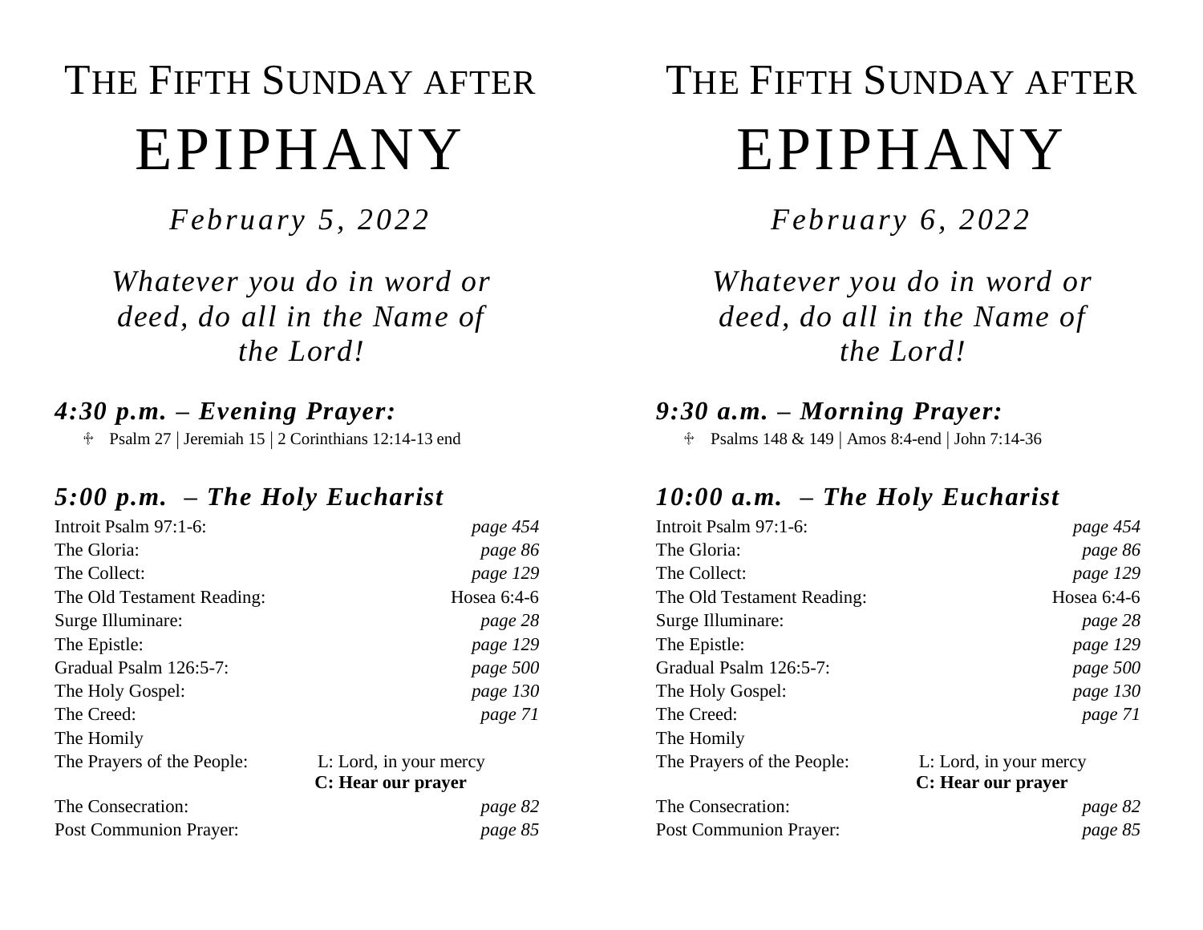# The Fifth Sunday after Epiphany

*February 5, 2022*

*Whatever you do in word or deed, do all in the Name of the Lord!*

## *4:30 p.m. – Evening Prayer:*

- Psalm 27 | Jeremiah 15 | 2 Corinthians 12:14-13 end

## *5:00 p.m. – The Holy Eucharist*

| | |
|---|---|
| Introit Psalm 97:1-6: | *page 454* |
| The Gloria: | *page 86* |
| The Collect: | *page 129* |
| The Old Testament Reading: | Hosea 6:4-6 |
| Surge Illuminare: | *page 28* |
| The Epistle: | *page 129* |
| Gradual Psalm 126:5-7: | *page 500* |
| The Holy Gospel: | *page 130* |
| The Creed: | *page 71* |
| The Homily | |
| The Prayers of the People: | L: Lord, in your mercy<br>**C: Hear our prayer** |
| The Consecration: | *page 82* |
| Post Communion Prayer: | *page 85* |

# The Fifth Sunday after Epiphany

*February 6, 2022*

*Whatever you do in word or deed, do all in the Name of the Lord!*

## *9:30 a.m. – Morning Prayer:*

- Psalms 148 & 149 | Amos 8:4-end | John 7:14-36

## *10:00 a.m. – The Holy Eucharist*

| | |
|---|---|
| Introit Psalm 97:1-6: | *page 454* |
| The Gloria: | *page 86* |
| The Collect: | *page 129* |
| The Old Testament Reading: | Hosea 6:4-6 |
| Surge Illuminare: | *page 28* |
| The Epistle: | *page 129* |
| Gradual Psalm 126:5-7: | *page 500* |
| The Holy Gospel: | *page 130* |
| The Creed: | *page 71* |
| The Homily | |
| The Prayers of the People: | L: Lord, in your mercy<br>**C: Hear our prayer** |
| The Consecration: | *page 82* |
| Post Communion Prayer: | *page 85* |